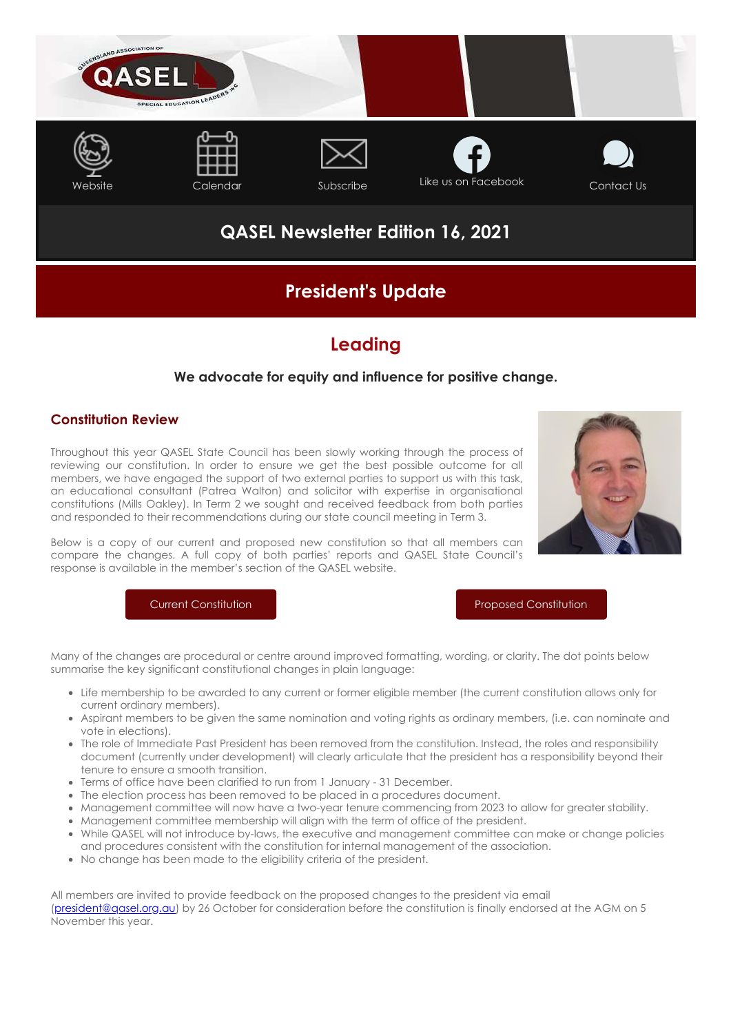Website Calendar Subscribe Like us on Facebook Contact Us

# QASEL Newsletter Edition 16, 2021

## President's Update

## Leading

**We advocate for equity and influence for positive change.**

### Constitution Review

Throughout this year QASEL State Council has been slowly working through the process of reviewing our constitution. In order to ensure we get the best possible outcome for all members, we have engaged the support of two external parties to support us with this task, an educational consultant (Patrea Walton) and solicitor with expertise in organisational constitutions (Mills Oakley). In Term 2 we sought and received feedback from both parties and responded to their recommendations during our state council meeting in Term 3.

Below is a copy of our current and proposed new constitution so that all members can compare the changes. A full copy of both parties' reports and QASEL State Council's response is available in the member's section of the QASEL website.

Current Constitution

Proposed Constitution

Many of the changes are procedural or centre around improved formatting, wording, or clarity. The dot points below summarise the key significant constitutional changes in plain language:

- Life membership to be awarded to any current or former eligible member (the current constitution allows only for current ordinary members).
- Aspirant members to be given the same nomination and voting rights as ordinary members, (i.e. can nominate and vote in elections).
- The role of Immediate Past President has been removed from the constitution. Instead, the roles and responsibility document (currently under development) will clearly articulate that the president has a responsibility beyond their tenure to ensure a smooth transition.
- Terms of office have been clarified to run from 1 January - 31 December.
- The election process has been removed to be placed in a procedures document.
- Management committee will now have a two-year tenure commencing from 2023 to allow for greater stability.
- Management committee membership will align with the term of office of the president.
- While QASEL will not introduce by-laws, the executive and management committee can make or change policies and procedures consistent with the constitution for internal management of the association.
- No change has been made to the eligibility criteria of the president.

All members are invited to provide feedback on the proposed changes to the president via email (president@qasel.org.au) by 26 October for consideration before the constitution is finally endorsed at the AGM on 5 November this year.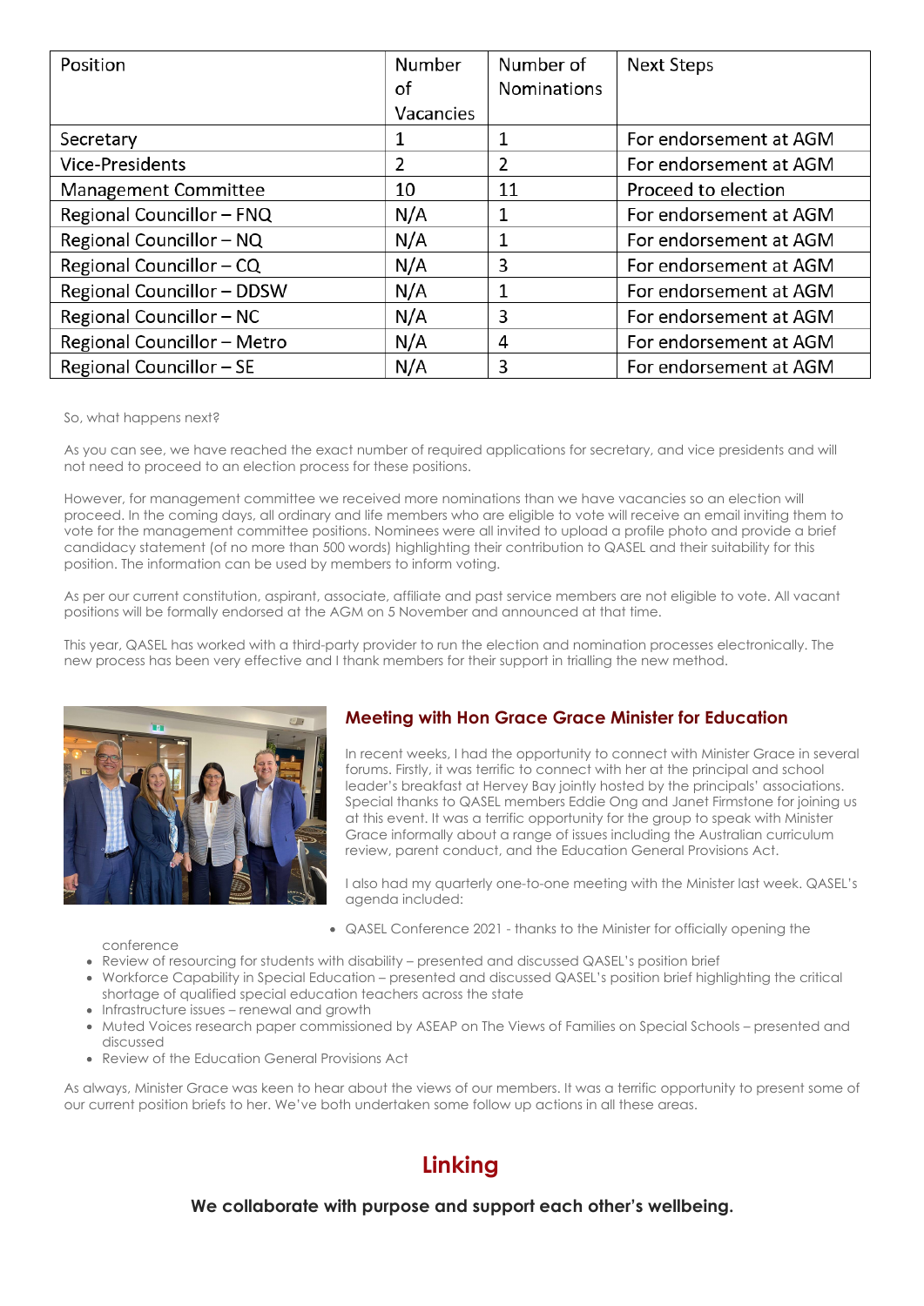| Position | Number of Vacancies | Number of Nominations | Next Steps |
|---|---|---|---|
| Secretary | 1 | 1 | For endorsement at AGM |
| Vice-Presidents | 2 | 2 | For endorsement at AGM |
| Management Committee | 10 | 11 | Proceed to election |
| Regional Councillor – FNQ | N/A | 1 | For endorsement at AGM |
| Regional Councillor – NQ | N/A | 1 | For endorsement at AGM |
| Regional Councillor – CQ | N/A | 3 | For endorsement at AGM |
| Regional Councillor – DDSW | N/A | 1 | For endorsement at AGM |
| Regional Councillor – NC | N/A | 3 | For endorsement at AGM |
| Regional Councillor – Metro | N/A | 4 | For endorsement at AGM |
| Regional Councillor – SE | N/A | 3 | For endorsement at AGM |

So, what happens next?

As you can see, we have reached the exact number of required applications for secretary, and vice presidents and will not need to proceed to an election process for these positions.

However, for management committee we received more nominations than we have vacancies so an election will proceed. In the coming days, all ordinary and life members who are eligible to vote will receive an email inviting them to vote for the management committee positions. Nominees were all invited to upload a profile photo and provide a brief candidacy statement (of no more than 500 words) highlighting their contribution to QASEL and their suitability for this position. The information can be used by members to inform voting.

As per our current constitution, aspirant, associate, affiliate and past service members are not eligible to vote. All vacant positions will be formally endorsed at the AGM on 5 November and announced at that time.

This year, QASEL has worked with a third-party provider to run the election and nomination processes electronically. The new process has been very effective and I thank members for their support in trialling the new method.

### Meeting with Hon Grace Grace Minister for Education

In recent weeks, I had the opportunity to connect with Minister Grace in several forums. Firstly, it was terrific to connect with her at the principal and school leader's breakfast at Hervey Bay jointly hosted by the principals' associations. Special thanks to QASEL members Eddie Ong and Janet Firmstone for joining us at this event. It was a terrific opportunity for the group to speak with Minister Grace informally about a range of issues including the Australian curriculum review, parent conduct, and the Education General Provisions Act.

I also had my quarterly one-to-one meeting with the Minister last week. QASEL's agenda included:

- QASEL Conference 2021 - thanks to the Minister for officially opening the conference
- Review of resourcing for students with disability – presented and discussed QASEL's position brief
- Workforce Capability in Special Education – presented and discussed QASEL's position brief highlighting the critical shortage of qualified special education teachers across the state
- Infrastructure issues – renewal and growth
- Muted Voices research paper commissioned by ASEAP on The Views of Families on Special Schools – presented and discussed
- Review of the Education General Provisions Act

As always, Minister Grace was keen to hear about the views of our members. It was a terrific opportunity to present some of our current position briefs to her. We've both undertaken some follow up actions in all these areas.

## Linking

**We collaborate with purpose and support each other's wellbeing.**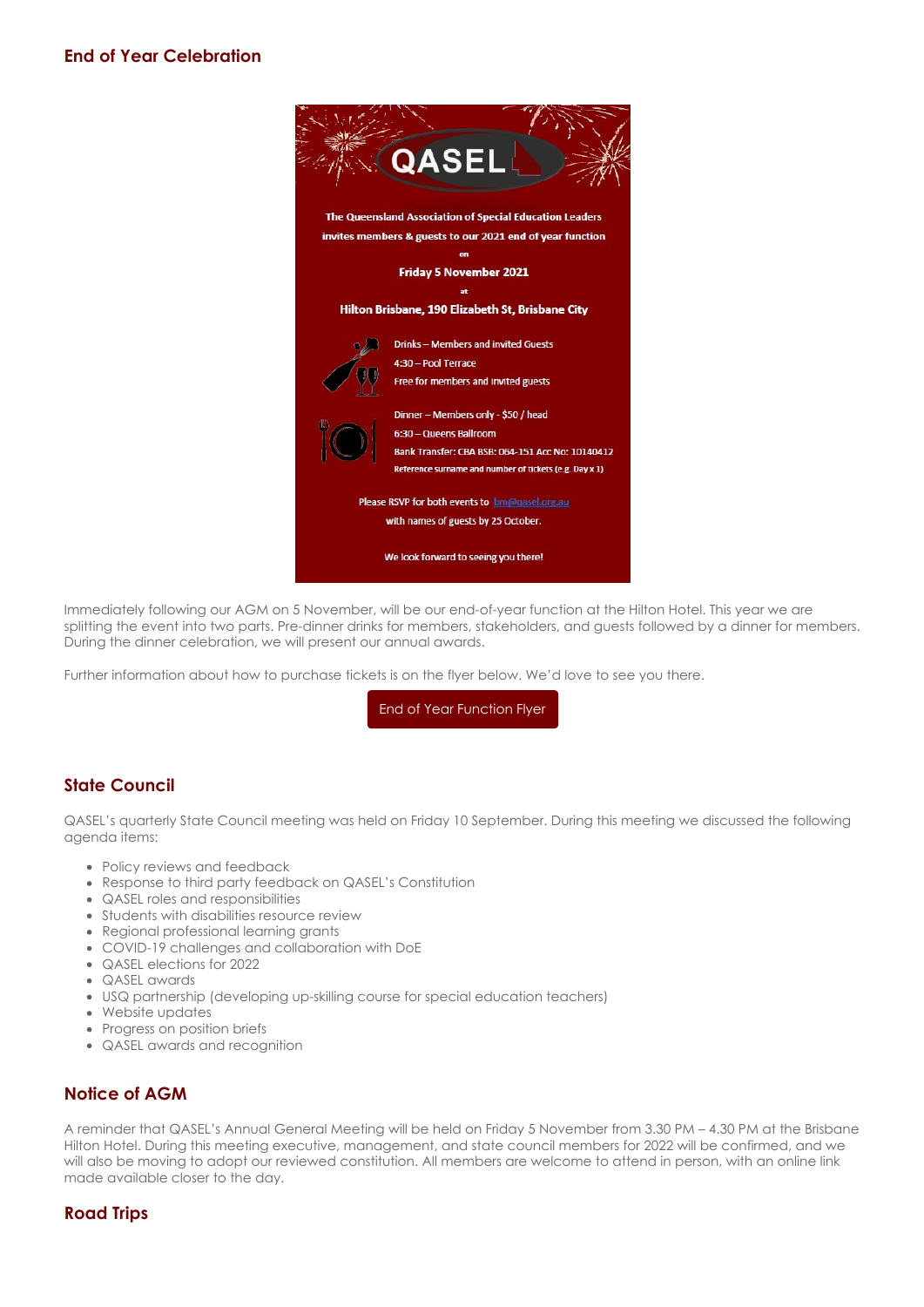## End of Year Celebration

QASEL

The Queensland Association of Special Education Leaders invites members & guests to our 2021 end of year function

on

**Friday 5 November 2021**

at

**Hilton Brisbane, 190 Elizabeth St, Brisbane City**

Drinks – Members and invited Guests
4:30 – Pool Terrace
Free for members and invited guests

Dinner – Members only - $50 / head
6:30 – Queens Ballroom
Bank Transfer: CBA BSB: 064-151 Acc No: 10140412
Reference surname and number of tickets (e.g. Day x 1)

Please RSVP for both events to bm@qasel.org.au with names of guests by 25 October.

We look forward to seeing you there!

Immediately following our AGM on 5 November, will be our end-of-year function at the Hilton Hotel. This year we are splitting the event into two parts. Pre-dinner drinks for members, stakeholders, and guests followed by a dinner for members. During the dinner celebration, we will present our annual awards.

Further information about how to purchase tickets is on the flyer below. We'd love to see you there.

End of Year Function Flyer

## State Council

QASEL's quarterly State Council meeting was held on Friday 10 September. During this meeting we discussed the following agenda items:

- Policy reviews and feedback
- Response to third party feedback on QASEL's Constitution
- QASEL roles and responsibilities
- Students with disabilities resource review
- Regional professional learning grants
- COVID-19 challenges and collaboration with DoE
- QASEL elections for 2022
- QASEL awards
- USQ partnership (developing up-skilling course for special education teachers)
- Website updates
- Progress on position briefs
- QASEL awards and recognition

## Notice of AGM

A reminder that QASEL's Annual General Meeting will be held on Friday 5 November from 3.30 PM – 4.30 PM at the Brisbane Hilton Hotel. During this meeting executive, management, and state council members for 2022 will be confirmed, and we will also be moving to adopt our reviewed constitution. All members are welcome to attend in person, with an online link made available closer to the day.

## Road Trips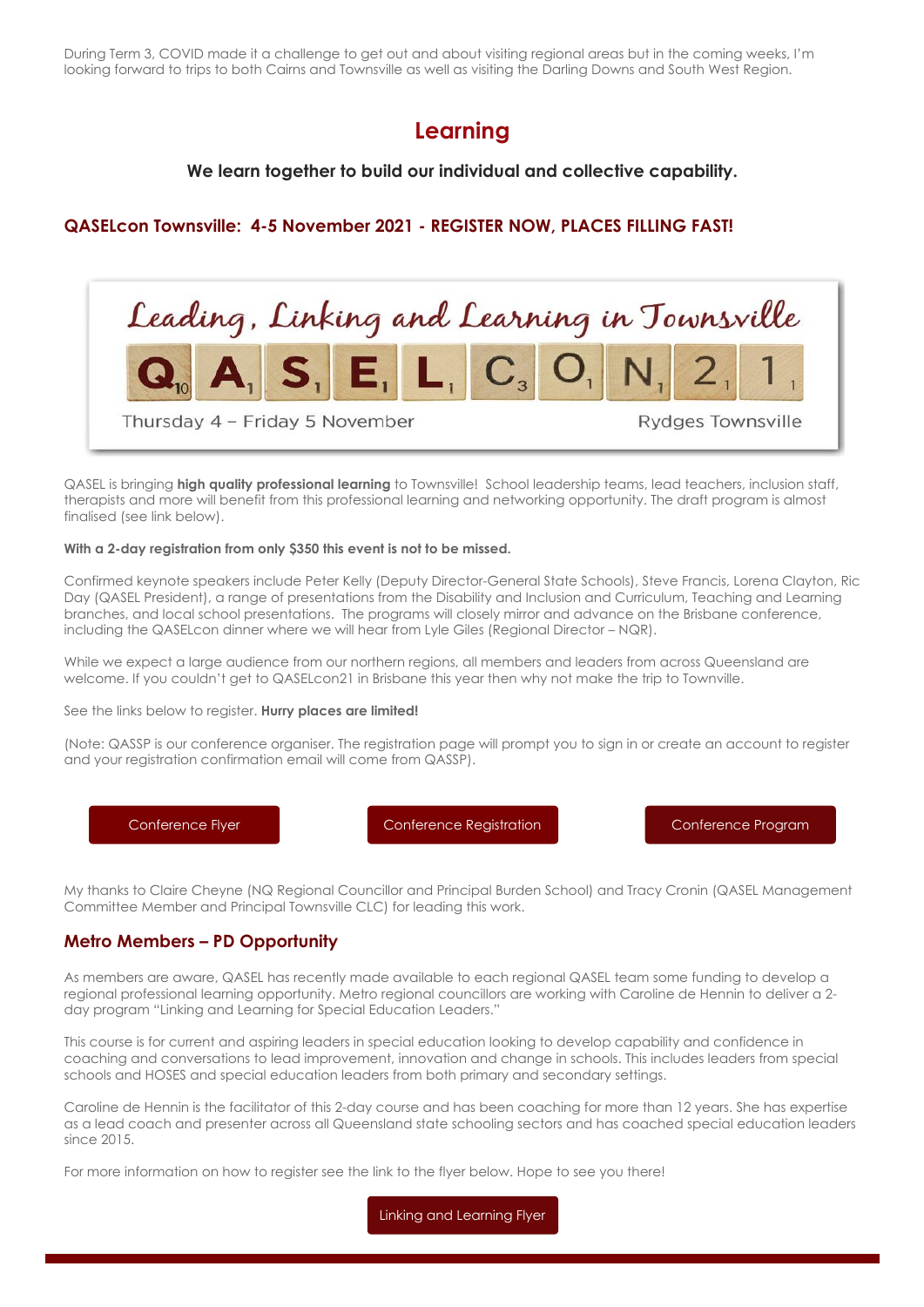During Term 3, COVID made it a challenge to get out and about visiting regional areas but in the coming weeks, I'm looking forward to trips to both Cairns and Townsville as well as visiting the Darling Downs and South West Region.

## Learning

**We learn together to build our individual and collective capability.**

### QASELcon Townsville: 4-5 November 2021 - REGISTER NOW, PLACES FILLING FAST!

Leading, Linking and Learning in Townsville

QASELCON21

Thursday 4 – Friday 5 November

Rydges Townsville

QASEL is bringing **high quality professional learning** to Townsville! School leadership teams, lead teachers, inclusion staff, therapists and more will benefit from this professional learning and networking opportunity. The draft program is almost finalised (see link below).

**With a 2-day registration from only $350 this event is not to be missed.**

Confirmed keynote speakers include Peter Kelly (Deputy Director-General State Schools), Steve Francis, Lorena Clayton, Ric Day (QASEL President), a range of presentations from the Disability and Inclusion and Curriculum, Teaching and Learning branches, and local school presentations. The programs will closely mirror and advance on the Brisbane conference, including the QASELcon dinner where we will hear from Lyle Giles (Regional Director – NQR).

While we expect a large audience from our northern regions, all members and leaders from across Queensland are welcome. If you couldn't get to QASELcon21 in Brisbane this year then why not make the trip to Townville.

See the links below to register. **Hurry places are limited!**

(Note: QASSP is our conference organiser. The registration page will prompt you to sign in or create an account to register and your registration confirmation email will come from QASSP).

Conference Flyer | Conference Registration | Conference Program

My thanks to Claire Cheyne (NQ Regional Councillor and Principal Burden School) and Tracy Cronin (QASEL Management Committee Member and Principal Townsville CLC) for leading this work.

### Metro Members – PD Opportunity

As members are aware, QASEL has recently made available to each regional QASEL team some funding to develop a regional professional learning opportunity. Metro regional councillors are working with Caroline de Hennin to deliver a 2-day program "Linking and Learning for Special Education Leaders."

This course is for current and aspiring leaders in special education looking to develop capability and confidence in coaching and conversations to lead improvement, innovation and change in schools. This includes leaders from special schools and HOSES and special education leaders from both primary and secondary settings.

Caroline de Hennin is the facilitator of this 2-day course and has been coaching for more than 12 years. She has expertise as a lead coach and presenter across all Queensland state schooling sectors and has coached special education leaders since 2015.

For more information on how to register see the link to the flyer below. Hope to see you there!

Linking and Learning Flyer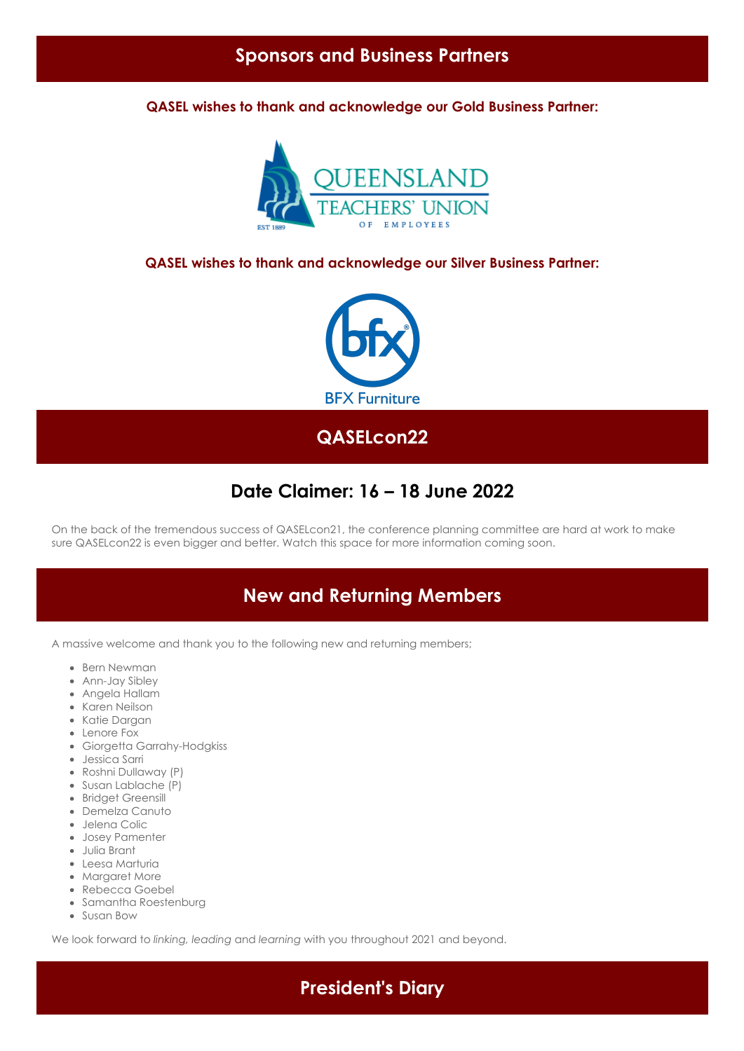## Sponsors and Business Partners

**QASEL wishes to thank and acknowledge our Gold Business Partner:**

QUEENSLAND TEACHERS' UNION OF EMPLOYEES

EST 1889

**QASEL wishes to thank and acknowledge our Silver Business Partner:**

BFX Furniture

## QASELcon22

### Date Claimer: 16 – 18 June 2022

On the back of the tremendous success of QASELcon21, the conference planning committee are hard at work to make sure QASELcon22 is even bigger and better. Watch this space for more information coming soon.

## New and Returning Members

A massive welcome and thank you to the following new and returning members;

- Bern Newman
- Ann-Jay Sibley
- Angela Hallam
- Karen Neilson
- Katie Dargan
- Lenore Fox
- Giorgetta Garrahy-Hodgkiss
- Jessica Sarri
- Roshni Dullaway (P)
- Susan Lablache (P)
- Bridget Greensill
- Demelza Canuto
- Jelena Colic
- Josey Pamenter
- Julia Brant
- Leesa Marturia
- Margaret More
- Rebecca Goebel
- Samantha Roestenburg
- Susan Bow

We look forward to *linking, leading* and *learning* with you throughout 2021 and beyond.

## President's Diary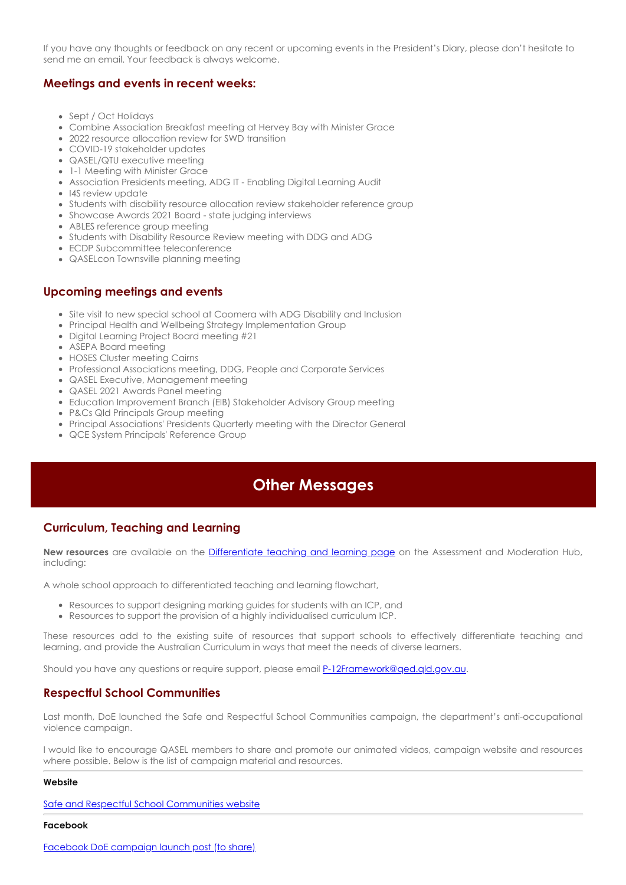If you have any thoughts or feedback on any recent or upcoming events in the President's Diary, please don't hesitate to send me an email. Your feedback is always welcome.

### Meetings and events in recent weeks:

- Sept / Oct Holidays
- Combine Association Breakfast meeting at Hervey Bay with Minister Grace
- 2022 resource allocation review for SWD transition
- COVID-19 stakeholder updates
- QASEL/QTU executive meeting
- 1-1 Meeting with Minister Grace
- Association Presidents meeting, ADG IT - Enabling Digital Learning Audit
- I4S review update
- Students with disability resource allocation review stakeholder reference group
- Showcase Awards 2021 Board - state judging interviews
- ABLES reference group meeting
- Students with Disability Resource Review meeting with DDG and ADG
- ECDP Subcommittee teleconference
- QASELcon Townsville planning meeting

### Upcoming meetings and events

- Site visit to new special school at Coomera with ADG Disability and Inclusion
- Principal Health and Wellbeing Strategy Implementation Group
- Digital Learning Project Board meeting #21
- ASEPA Board meeting
- HOSES Cluster meeting Cairns
- Professional Associations meeting, DDG, People and Corporate Services
- QASEL Executive, Management meeting
- QASEL 2021 Awards Panel meeting
- Education Improvement Branch (EIB) Stakeholder Advisory Group meeting
- P&Cs Qld Principals Group meeting
- Principal Associations' Presidents Quarterly meeting with the Director General
- QCE System Principals' Reference Group

## Other Messages

### Curriculum, Teaching and Learning

**New resources** are available on the Differentiate teaching and learning page on the Assessment and Moderation Hub, including:

A whole school approach to differentiated teaching and learning flowchart,

- Resources to support designing marking guides for students with an ICP, and
- Resources to support the provision of a highly individualised curriculum ICP.

These resources add to the existing suite of resources that support schools to effectively differentiate teaching and learning, and provide the Australian Curriculum in ways that meet the needs of diverse learners.

Should you have any questions or require support, please email P-12Framework@qed.qld.gov.au.

### Respectful School Communities

Last month, DoE launched the Safe and Respectful School Communities campaign, the department's anti-occupational violence campaign.

I would like to encourage QASEL members to share and promote our animated videos, campaign website and resources where possible. Below is the list of campaign material and resources.

---

**Website**

Safe and Respectful School Communities website

---

**Facebook**

Facebook DoE campaign launch post (to share)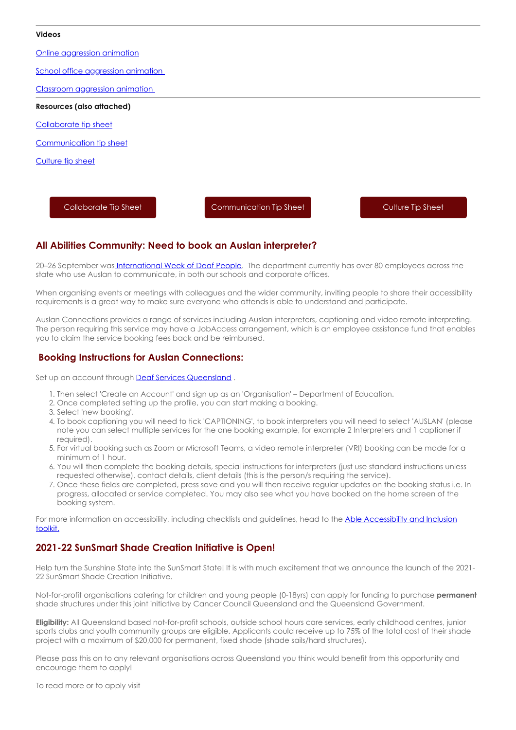---

**Videos**

Online aggression animation

School office aggression animation

Classroom aggression animation

---

**Resources (also attached)**

Collaborate tip sheet

Communication tip sheet

Culture tip sheet

Collaborate Tip Sheet | Communication Tip Sheet | Culture Tip Sheet

## All Abilities Community: Need to book an Auslan interpreter?

20–26 September was International Week of Deaf People. The department currently has over 80 employees across the state who use Auslan to communicate, in both our schools and corporate offices.

When organising events or meetings with colleagues and the wider community, inviting people to share their accessibility requirements is a great way to make sure everyone who attends is able to understand and participate.

Auslan Connections provides a range of services including Auslan interpreters, captioning and video remote interpreting. The person requiring this service may have a JobAccess arrangement, which is an employee assistance fund that enables you to claim the service booking fees back and be reimbursed.

## Booking Instructions for Auslan Connections:

Set up an account through Deaf Services Queensland .

1. Then select 'Create an Account' and sign up as an 'Organisation' – Department of Education.
2. Once completed setting up the profile, you can start making a booking.
3. Select 'new booking'.
4. To book captioning you will need to tick 'CAPTIONING', to book interpreters you will need to select 'AUSLAN' (please note you can select multiple services for the one booking example, for example 2 Interpreters and 1 captioner if required).
5. For virtual booking such as Zoom or Microsoft Teams, a video remote interpreter (VRI) booking can be made for a minimum of 1 hour.
6. You will then complete the booking details, special instructions for interpreters (just use standard instructions unless requested otherwise), contact details, client details (this is the person/s requiring the service).
7. Once these fields are completed, press save and you will then receive regular updates on the booking status i.e. In progress, allocated or service completed. You may also see what you have booked on the home screen of the booking system.

For more information on accessibility, including checklists and guidelines, head to the Able Accessibility and Inclusion toolkit.

## 2021-22 SunSmart Shade Creation Initiative is Open!

Help turn the Sunshine State into the SunSmart State! It is with much excitement that we announce the launch of the 2021-22 SunSmart Shade Creation Initiative.

Not-for-profit organisations catering for children and young people (0-18yrs) can apply for funding to purchase **permanent** shade structures under this joint initiative by Cancer Council Queensland and the Queensland Government.

**Eligibility:** All Queensland based not-for-profit schools, outside school hours care services, early childhood centres, junior sports clubs and youth community groups are eligible. Applicants could receive up to 75% of the total cost of their shade project with a maximum of $20,000 for permanent, fixed shade (shade sails/hard structures).

Please pass this on to any relevant organisations across Queensland you think would benefit from this opportunity and encourage them to apply!

To read more or to apply visit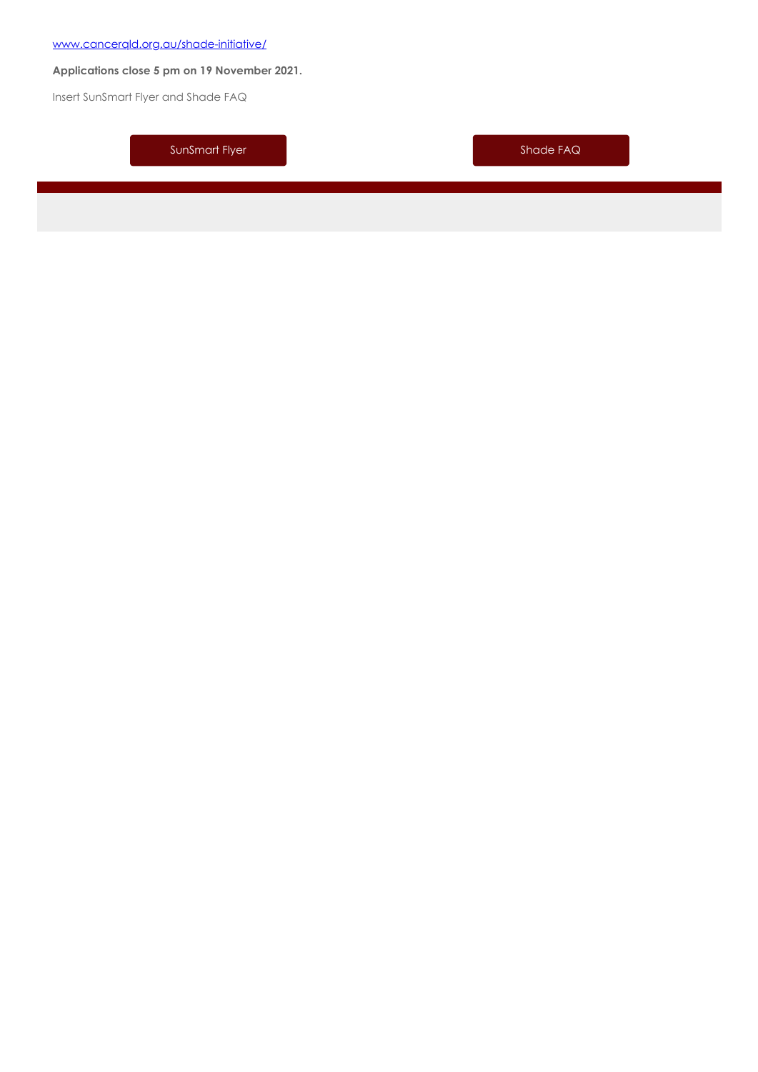[www.cancerqld.org.au/shade-initiative/](www.cancerqld.org.au/shade-initiative/)

**Applications close 5 pm on 19 November 2021.**

Insert SunSmart Flyer and Shade FAQ

SunSmart Flyer

Shade FAQ